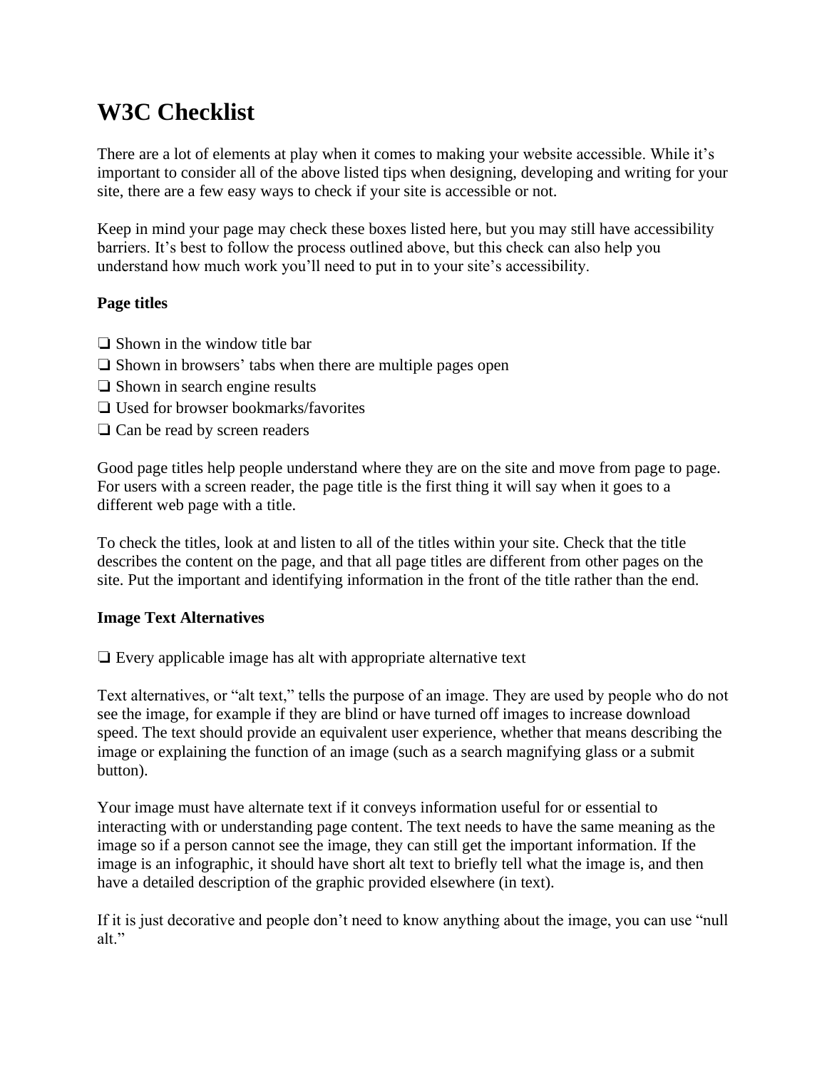# W3C Checklist

There are a lot of elements at play when it comes to making your website accessible. While it's important to consider all of the above listed tips when designing, developing and writing for your site, there are a few easy ways to check if your site is accessible or not.

Keep in mind your page may check these boxes listed here, but you may still have accessibility barriers. It's best to follow the process outlined above, but this check can also help you understand how much work you'll need to put in to your site's accessibility.

**Page titles**

❏ Shown in the window title bar
❏ Shown in browsers' tabs when there are multiple pages open
❏ Shown in search engine results
❏ Used for browser bookmarks/favorites
❏ Can be read by screen readers

Good page titles help people understand where they are on the site and move from page to page. For users with a screen reader, the page title is the first thing it will say when it goes to a different web page with a title.

To check the titles, look at and listen to all of the titles within your site. Check that the title describes the content on the page, and that all page titles are different from other pages on the site. Put the important and identifying information in the front of the title rather than the end.

**Image Text Alternatives**

❏ Every applicable image has alt with appropriate alternative text

Text alternatives, or "alt text," tells the purpose of an image. They are used by people who do not see the image, for example if they are blind or have turned off images to increase download speed. The text should provide an equivalent user experience, whether that means describing the image or explaining the function of an image (such as a search magnifying glass or a submit button).

Your image must have alternate text if it conveys information useful for or essential to interacting with or understanding page content. The text needs to have the same meaning as the image so if a person cannot see the image, they can still get the important information. If the image is an infographic, it should have short alt text to briefly tell what the image is, and then have a detailed description of the graphic provided elsewhere (in text).

If it is just decorative and people don't need to know anything about the image, you can use "null alt."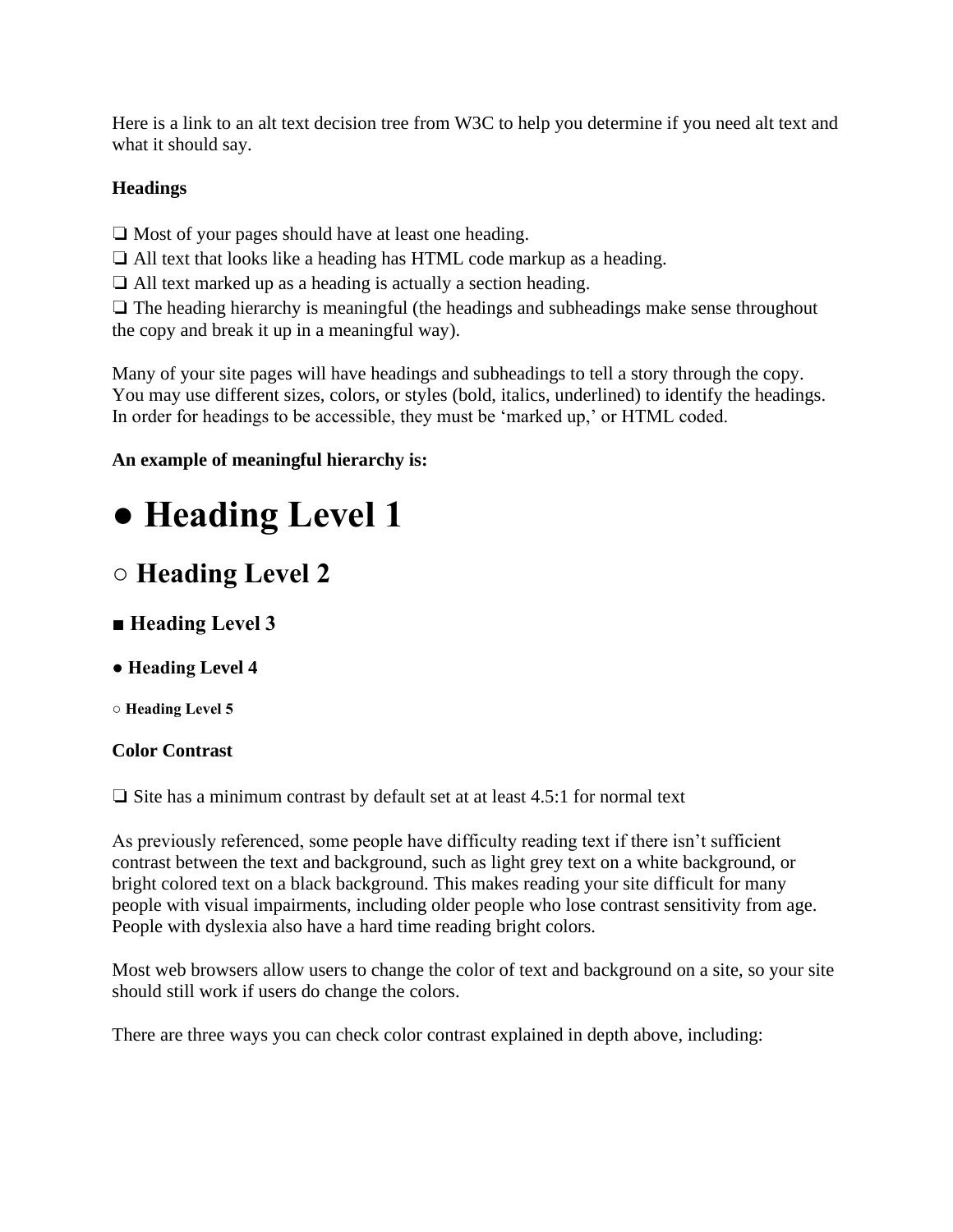Here is a link to an alt text decision tree from W3C to help you determine if you need alt text and what it should say.

**Headings**

❏ Most of your pages should have at least one heading.
❏ All text that looks like a heading has HTML code markup as a heading.
❏ All text marked up as a heading is actually a section heading.
❏ The heading hierarchy is meaningful (the headings and subheadings make sense throughout the copy and break it up in a meaningful way).

Many of your site pages will have headings and subheadings to tell a story through the copy. You may use different sizes, colors, or styles (bold, italics, underlined) to identify the headings. In order for headings to be accessible, they must be 'marked up,' or HTML coded.

**An example of meaningful hierarchy is:**

# ● Heading Level 1

## ○ Heading Level 2

### ■ Heading Level 3

#### ● Heading Level 4

##### ○ Heading Level 5

**Color Contrast**

❏ Site has a minimum contrast by default set at at least 4.5:1 for normal text

As previously referenced, some people have difficulty reading text if there isn't sufficient contrast between the text and background, such as light grey text on a white background, or bright colored text on a black background. This makes reading your site difficult for many people with visual impairments, including older people who lose contrast sensitivity from age. People with dyslexia also have a hard time reading bright colors.

Most web browsers allow users to change the color of text and background on a site, so your site should still work if users do change the colors.

There are three ways you can check color contrast explained in depth above, including: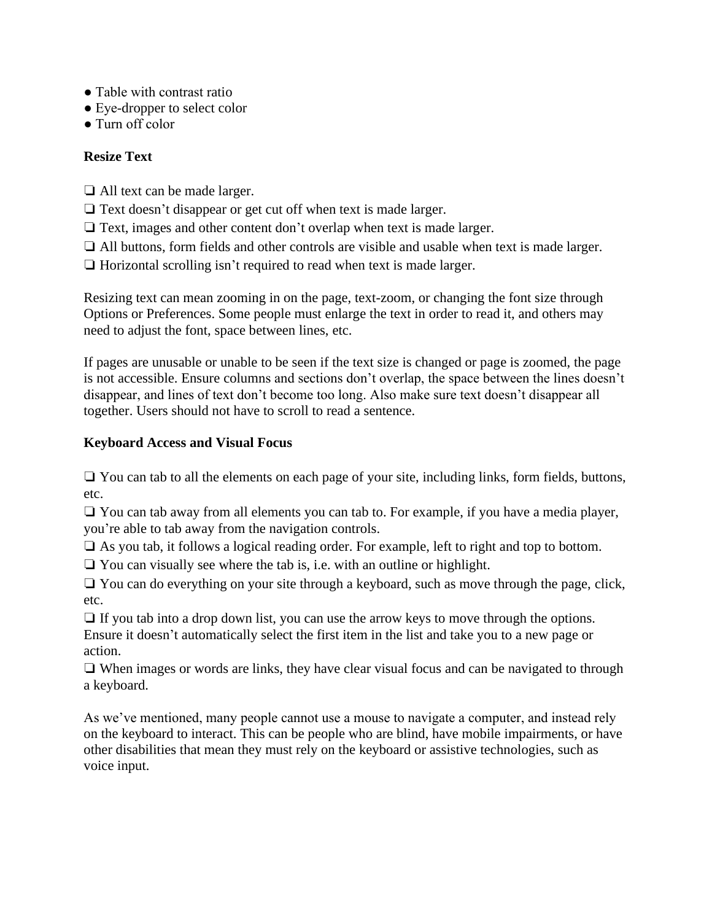- Table with contrast ratio
- Eye-dropper to select color
- Turn off color

**Resize Text**

❑ All text can be made larger.
❑ Text doesn't disappear or get cut off when text is made larger.
❑ Text, images and other content don't overlap when text is made larger.
❑ All buttons, form fields and other controls are visible and usable when text is made larger.
❑ Horizontal scrolling isn't required to read when text is made larger.

Resizing text can mean zooming in on the page, text-zoom, or changing the font size through Options or Preferences. Some people must enlarge the text in order to read it, and others may need to adjust the font, space between lines, etc.

If pages are unusable or unable to be seen if the text size is changed or page is zoomed, the page is not accessible. Ensure columns and sections don't overlap, the space between the lines doesn't disappear, and lines of text don't become too long. Also make sure text doesn't disappear all together. Users should not have to scroll to read a sentence.

**Keyboard Access and Visual Focus**

❑ You can tab to all the elements on each page of your site, including links, form fields, buttons, etc.
❑ You can tab away from all elements you can tab to. For example, if you have a media player, you're able to tab away from the navigation controls.
❑ As you tab, it follows a logical reading order. For example, left to right and top to bottom.
❑ You can visually see where the tab is, i.e. with an outline or highlight.
❑ You can do everything on your site through a keyboard, such as move through the page, click, etc.
❑ If you tab into a drop down list, you can use the arrow keys to move through the options. Ensure it doesn't automatically select the first item in the list and take you to a new page or action.
❑ When images or words are links, they have clear visual focus and can be navigated to through a keyboard.

As we've mentioned, many people cannot use a mouse to navigate a computer, and instead rely on the keyboard to interact. This can be people who are blind, have mobile impairments, or have other disabilities that mean they must rely on the keyboard or assistive technologies, such as voice input.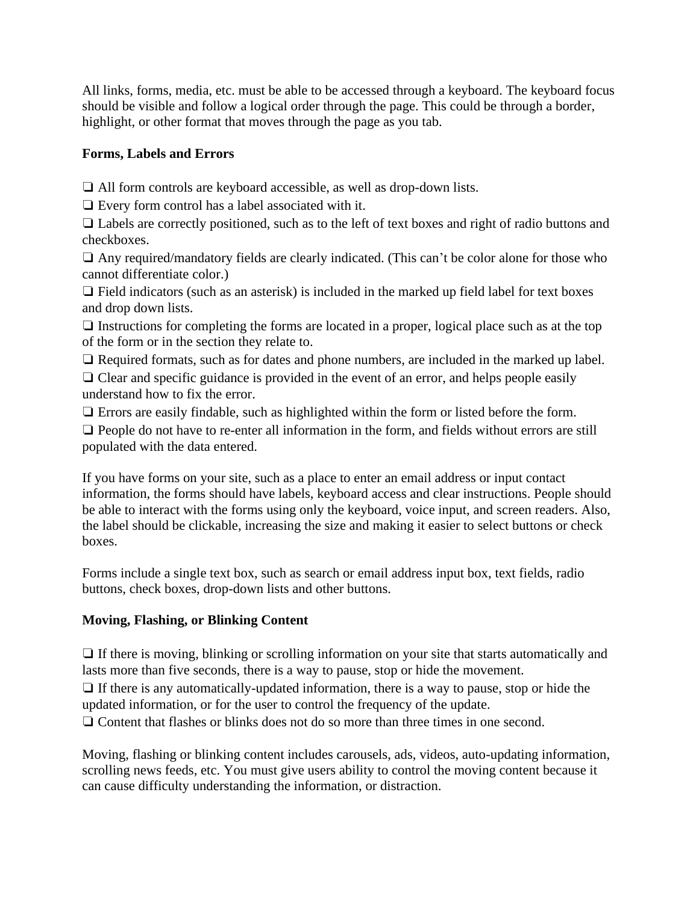All links, forms, media, etc. must be able to be accessed through a keyboard. The keyboard focus should be visible and follow a logical order through the page. This could be through a border, highlight, or other format that moves through the page as you tab.

**Forms, Labels and Errors**

❏ All form controls are keyboard accessible, as well as drop-down lists.

❏ Every form control has a label associated with it.

❏ Labels are correctly positioned, such as to the left of text boxes and right of radio buttons and checkboxes.

❏ Any required/mandatory fields are clearly indicated. (This can't be color alone for those who cannot differentiate color.)

❏ Field indicators (such as an asterisk) is included in the marked up field label for text boxes and drop down lists.

❏ Instructions for completing the forms are located in a proper, logical place such as at the top of the form or in the section they relate to.

❏ Required formats, such as for dates and phone numbers, are included in the marked up label.

❏ Clear and specific guidance is provided in the event of an error, and helps people easily understand how to fix the error.

❏ Errors are easily findable, such as highlighted within the form or listed before the form.

❏ People do not have to re-enter all information in the form, and fields without errors are still populated with the data entered.

If you have forms on your site, such as a place to enter an email address or input contact information, the forms should have labels, keyboard access and clear instructions. People should be able to interact with the forms using only the keyboard, voice input, and screen readers. Also, the label should be clickable, increasing the size and making it easier to select buttons or check boxes.

Forms include a single text box, such as search or email address input box, text fields, radio buttons, check boxes, drop-down lists and other buttons.

**Moving, Flashing, or Blinking Content**

❏ If there is moving, blinking or scrolling information on your site that starts automatically and lasts more than five seconds, there is a way to pause, stop or hide the movement.

❏ If there is any automatically-updated information, there is a way to pause, stop or hide the updated information, or for the user to control the frequency of the update.

❏ Content that flashes or blinks does not do so more than three times in one second.

Moving, flashing or blinking content includes carousels, ads, videos, auto-updating information, scrolling news feeds, etc. You must give users ability to control the moving content because it can cause difficulty understanding the information, or distraction.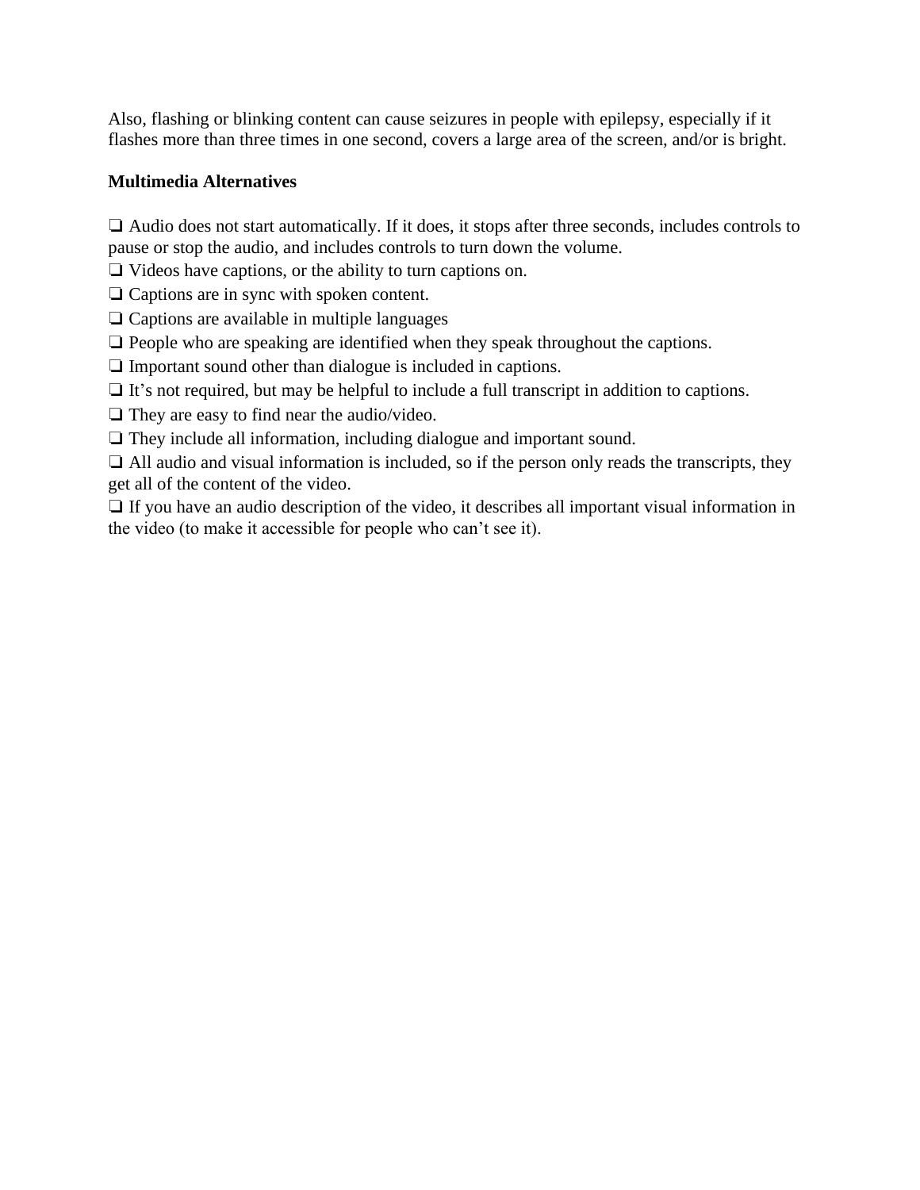Also, flashing or blinking content can cause seizures in people with epilepsy, especially if it flashes more than three times in one second, covers a large area of the screen, and/or is bright.

**Multimedia Alternatives**

❑ Audio does not start automatically. If it does, it stops after three seconds, includes controls to pause or stop the audio, and includes controls to turn down the volume.
❑ Videos have captions, or the ability to turn captions on.
❑ Captions are in sync with spoken content.
❑ Captions are available in multiple languages
❑ People who are speaking are identified when they speak throughout the captions.
❑ Important sound other than dialogue is included in captions.
❑ It's not required, but may be helpful to include a full transcript in addition to captions.
❑ They are easy to find near the audio/video.
❑ They include all information, including dialogue and important sound.
❑ All audio and visual information is included, so if the person only reads the transcripts, they get all of the content of the video.
❑ If you have an audio description of the video, it describes all important visual information in the video (to make it accessible for people who can't see it).